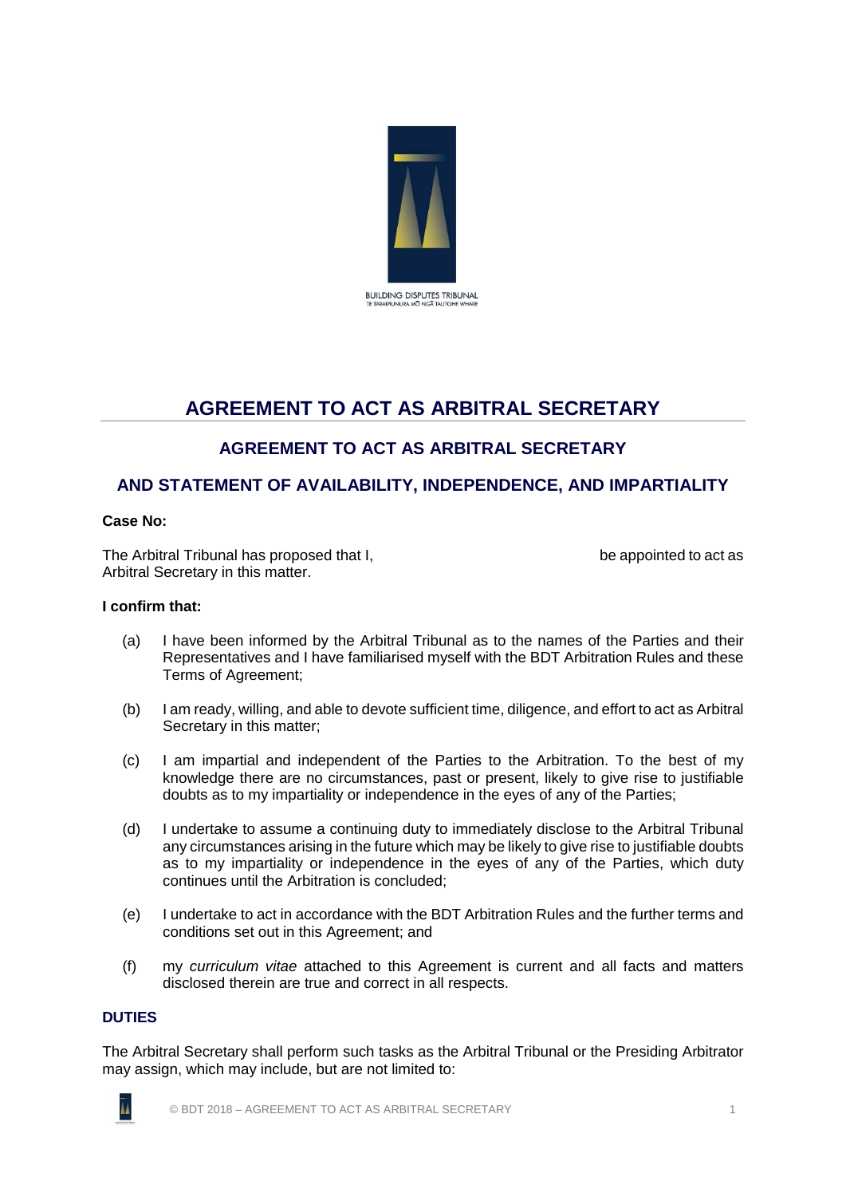BUILDING DISPUTES TRIBUNAL
TE TARAIPIUNURA MŌ NGĀ TAUTOHE WHARE

# AGREEMENT TO ACT AS ARBITRAL SECRETARY

## AGREEMENT TO ACT AS ARBITRAL SECRETARY

## AND STATEMENT OF AVAILABILITY, INDEPENDENCE, AND IMPARTIALITY

**Case No:**

The Arbitral Tribunal has proposed that I, be appointed to act as Arbitral Secretary in this matter.

**I confirm that:**

(a) I have been informed by the Arbitral Tribunal as to the names of the Parties and their Representatives and I have familiarised myself with the BDT Arbitration Rules and these Terms of Agreement;

(b) I am ready, willing, and able to devote sufficient time, diligence, and effort to act as Arbitral Secretary in this matter;

(c) I am impartial and independent of the Parties to the Arbitration. To the best of my knowledge there are no circumstances, past or present, likely to give rise to justifiable doubts as to my impartiality or independence in the eyes of any of the Parties;

(d) I undertake to assume a continuing duty to immediately disclose to the Arbitral Tribunal any circumstances arising in the future which may be likely to give rise to justifiable doubts as to my impartiality or independence in the eyes of any of the Parties, which duty continues until the Arbitration is concluded;

(e) I undertake to act in accordance with the BDT Arbitration Rules and the further terms and conditions set out in this Agreement; and

(f) my *curriculum vitae* attached to this Agreement is current and all facts and matters disclosed therein are true and correct in all respects.

### DUTIES

The Arbitral Secretary shall perform such tasks as the Arbitral Tribunal or the Presiding Arbitrator may assign, which may include, but are not limited to: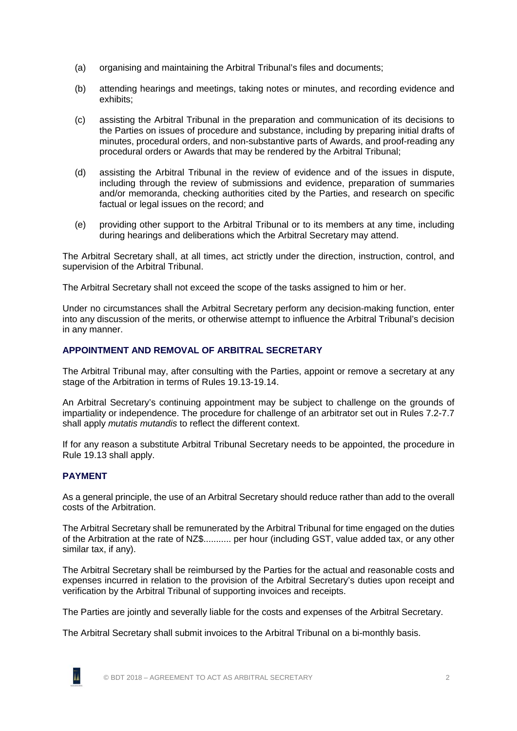(a) organising and maintaining the Arbitral Tribunal's files and documents;

(b) attending hearings and meetings, taking notes or minutes, and recording evidence and exhibits;

(c) assisting the Arbitral Tribunal in the preparation and communication of its decisions to the Parties on issues of procedure and substance, including by preparing initial drafts of minutes, procedural orders, and non-substantive parts of Awards, and proof-reading any procedural orders or Awards that may be rendered by the Arbitral Tribunal;

(d) assisting the Arbitral Tribunal in the review of evidence and of the issues in dispute, including through the review of submissions and evidence, preparation of summaries and/or memoranda, checking authorities cited by the Parties, and research on specific factual or legal issues on the record; and

(e) providing other support to the Arbitral Tribunal or to its members at any time, including during hearings and deliberations which the Arbitral Secretary may attend.

The Arbitral Secretary shall, at all times, act strictly under the direction, instruction, control, and supervision of the Arbitral Tribunal.

The Arbitral Secretary shall not exceed the scope of the tasks assigned to him or her.

Under no circumstances shall the Arbitral Secretary perform any decision-making function, enter into any discussion of the merits, or otherwise attempt to influence the Arbitral Tribunal's decision in any manner.

## APPOINTMENT AND REMOVAL OF ARBITRAL SECRETARY

The Arbitral Tribunal may, after consulting with the Parties, appoint or remove a secretary at any stage of the Arbitration in terms of Rules 19.13-19.14.

An Arbitral Secretary's continuing appointment may be subject to challenge on the grounds of impartiality or independence. The procedure for challenge of an arbitrator set out in Rules 7.2-7.7 shall apply *mutatis mutandis* to reflect the different context.

If for any reason a substitute Arbitral Tribunal Secretary needs to be appointed, the procedure in Rule 19.13 shall apply.

## PAYMENT

As a general principle, the use of an Arbitral Secretary should reduce rather than add to the overall costs of the Arbitration.

The Arbitral Secretary shall be remunerated by the Arbitral Tribunal for time engaged on the duties of the Arbitration at the rate of NZ$........... per hour (including GST, value added tax, or any other similar tax, if any).

The Arbitral Secretary shall be reimbursed by the Parties for the actual and reasonable costs and expenses incurred in relation to the provision of the Arbitral Secretary's duties upon receipt and verification by the Arbitral Tribunal of supporting invoices and receipts.

The Parties are jointly and severally liable for the costs and expenses of the Arbitral Secretary.

The Arbitral Secretary shall submit invoices to the Arbitral Tribunal on a bi-monthly basis.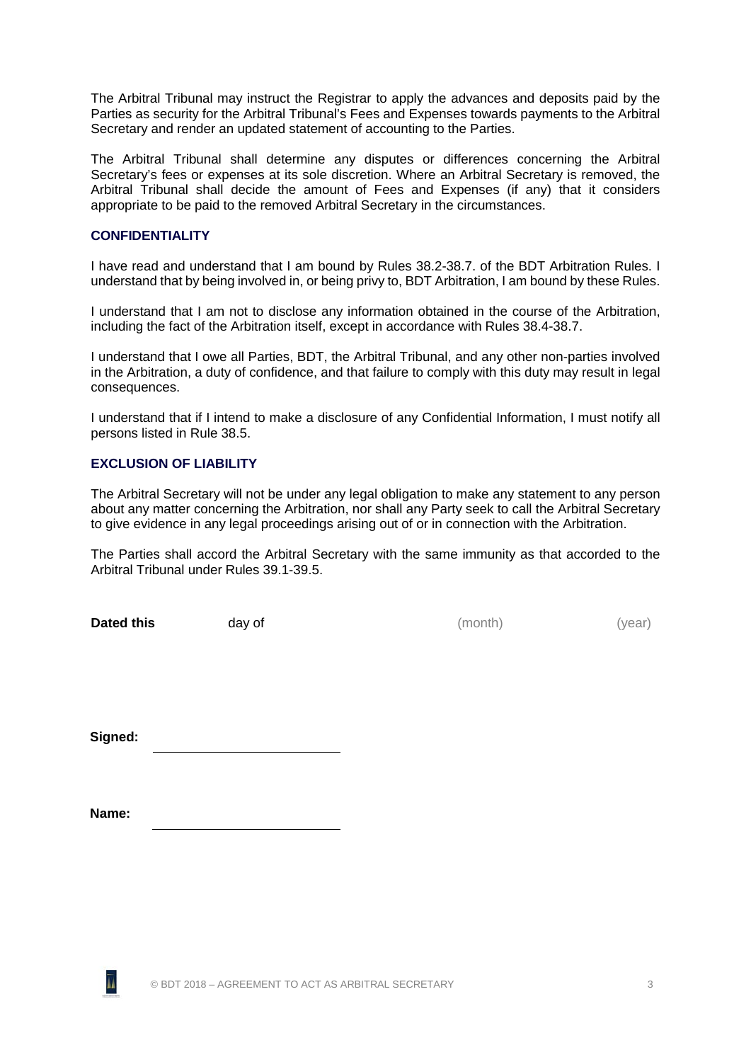The Arbitral Tribunal may instruct the Registrar to apply the advances and deposits paid by the Parties as security for the Arbitral Tribunal's Fees and Expenses towards payments to the Arbitral Secretary and render an updated statement of accounting to the Parties.

The Arbitral Tribunal shall determine any disputes or differences concerning the Arbitral Secretary's fees or expenses at its sole discretion. Where an Arbitral Secretary is removed, the Arbitral Tribunal shall decide the amount of Fees and Expenses (if any) that it considers appropriate to be paid to the removed Arbitral Secretary in the circumstances.

## CONFIDENTIALITY

I have read and understand that I am bound by Rules 38.2-38.7. of the BDT Arbitration Rules. I understand that by being involved in, or being privy to, BDT Arbitration, I am bound by these Rules.

I understand that I am not to disclose any information obtained in the course of the Arbitration, including the fact of the Arbitration itself, except in accordance with Rules 38.4-38.7.

I understand that I owe all Parties, BDT, the Arbitral Tribunal, and any other non-parties involved in the Arbitration, a duty of confidence, and that failure to comply with this duty may result in legal consequences.

I understand that if I intend to make a disclosure of any Confidential Information, I must notify all persons listed in Rule 38.5.

## EXCLUSION OF LIABILITY

The Arbitral Secretary will not be under any legal obligation to make any statement to any person about any matter concerning the Arbitration, nor shall any Party seek to call the Arbitral Secretary to give evidence in any legal proceedings arising out of or in connection with the Arbitration.

The Parties shall accord the Arbitral Secretary with the same immunity as that accorded to the Arbitral Tribunal under Rules 39.1-39.5.

**Dated this** day of (month) (year)

**Signed:** ____________________

**Name:** ____________________